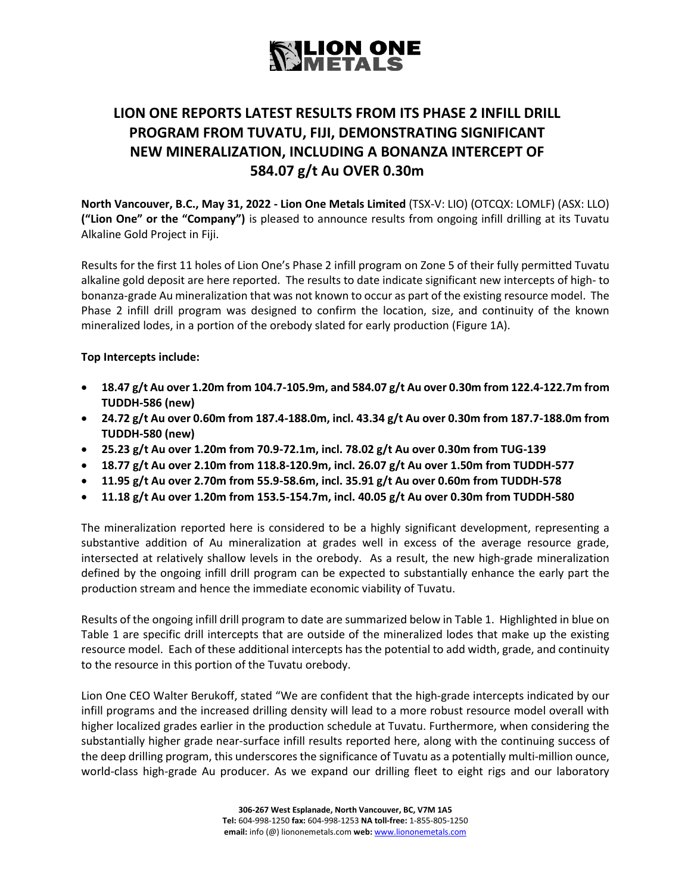# LION ONE REPORTS LATEST RESULTS FROM ITS PHASE 2 INFILL DRILL PROGRAM FROM TUVATU, FIJI, DEMONSTRATING SIGNIFICANT NEW MINERALIZATION, INCLUDING A BONANZA INTERCEPT OF 584.07 g/t Au OVER 0.30m

**North Vancouver, B.C., May 31, 2022 - Lion One Metals Limited** (TSX-V: LIO) (OTCQX: LOMLF) (ASX: LLO) **("Lion One" or the "Company")** is pleased to announce results from ongoing infill drilling at its Tuvatu Alkaline Gold Project in Fiji.

Results for the first 11 holes of Lion One's Phase 2 infill program on Zone 5 of their fully permitted Tuvatu alkaline gold deposit are here reported. The results to date indicate significant new intercepts of high- to bonanza-grade Au mineralization that was not known to occur as part of the existing resource model. The Phase 2 infill drill program was designed to confirm the location, size, and continuity of the known mineralized lodes, in a portion of the orebody slated for early production (Figure 1A).

**Top Intercepts include:**

- **18.47 g/t Au over 1.20m from 104.7-105.9m, and 584.07 g/t Au over 0.30m from 122.4-122.7m from TUDDH-586 (new)**
- **24.72 g/t Au over 0.60m from 187.4-188.0m, incl. 43.34 g/t Au over 0.30m from 187.7-188.0m from TUDDH-580 (new)**
- **25.23 g/t Au over 1.20m from 70.9-72.1m, incl. 78.02 g/t Au over 0.30m from TUG-139**
- **18.77 g/t Au over 2.10m from 118.8-120.9m, incl. 26.07 g/t Au over 1.50m from TUDDH-577**
- **11.95 g/t Au over 2.70m from 55.9-58.6m, incl. 35.91 g/t Au over 0.60m from TUDDH-578**
- **11.18 g/t Au over 1.20m from 153.5-154.7m, incl. 40.05 g/t Au over 0.30m from TUDDH-580**

The mineralization reported here is considered to be a highly significant development, representing a substantive addition of Au mineralization at grades well in excess of the average resource grade, intersected at relatively shallow levels in the orebody. As a result, the new high-grade mineralization defined by the ongoing infill drill program can be expected to substantially enhance the early part the production stream and hence the immediate economic viability of Tuvatu.

Results of the ongoing infill drill program to date are summarized below in Table 1. Highlighted in blue on Table 1 are specific drill intercepts that are outside of the mineralized lodes that make up the existing resource model. Each of these additional intercepts has the potential to add width, grade, and continuity to the resource in this portion of the Tuvatu orebody.

Lion One CEO Walter Berukoff, stated "We are confident that the high-grade intercepts indicated by our infill programs and the increased drilling density will lead to a more robust resource model overall with higher localized grades earlier in the production schedule at Tuvatu. Furthermore, when considering the substantially higher grade near-surface infill results reported here, along with the continuing success of the deep drilling program, this underscores the significance of Tuvatu as a potentially multi-million ounce, world-class high-grade Au producer. As we expand our drilling fleet to eight rigs and our laboratory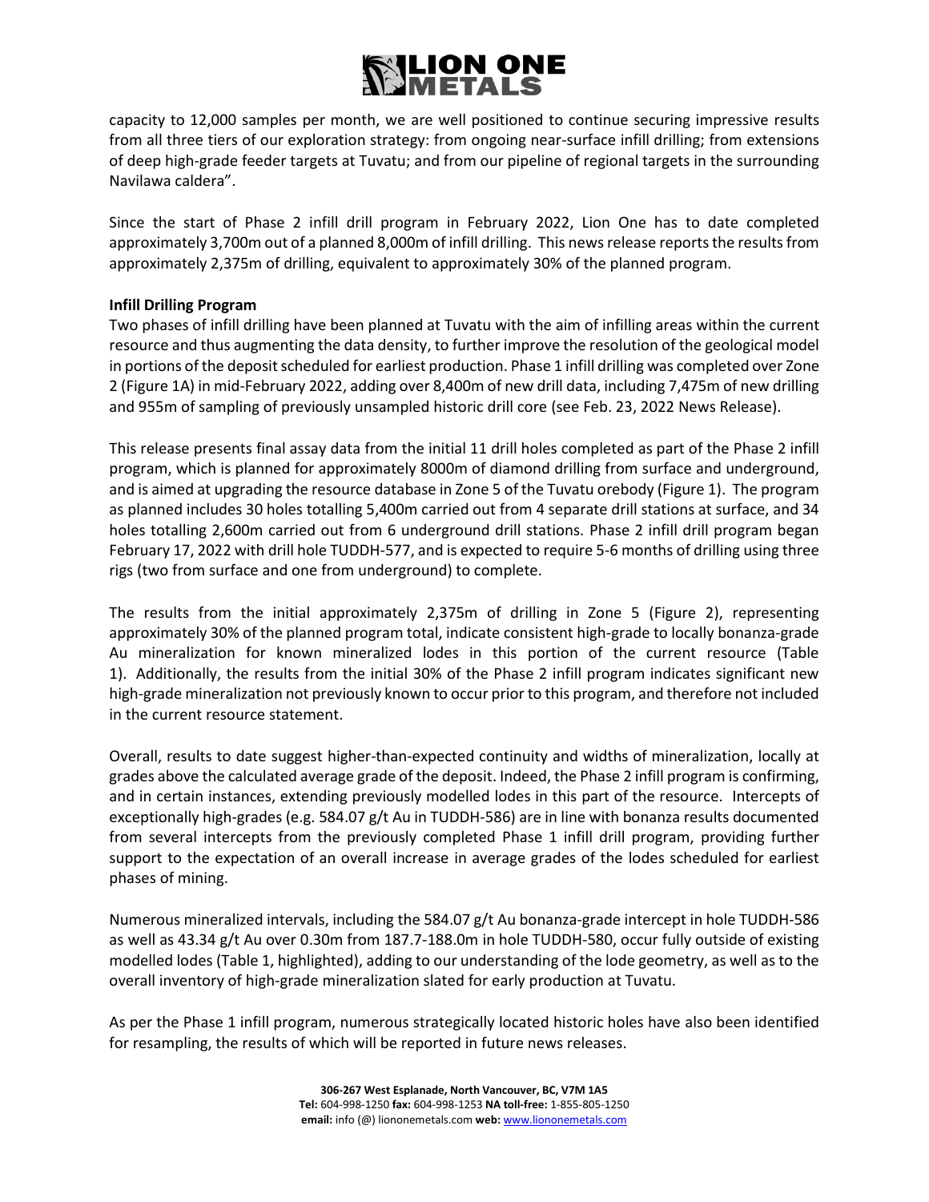capacity to 12,000 samples per month, we are well positioned to continue securing impressive results from all three tiers of our exploration strategy: from ongoing near-surface infill drilling; from extensions of deep high-grade feeder targets at Tuvatu; and from our pipeline of regional targets in the surrounding Navilawa caldera".

Since the start of Phase 2 infill drill program in February 2022, Lion One has to date completed approximately 3,700m out of a planned 8,000m of infill drilling. This news release reports the results from approximately 2,375m of drilling, equivalent to approximately 30% of the planned program.

**Infill Drilling Program**

Two phases of infill drilling have been planned at Tuvatu with the aim of infilling areas within the current resource and thus augmenting the data density, to further improve the resolution of the geological model in portions of the deposit scheduled for earliest production. Phase 1 infill drilling was completed over Zone 2 (Figure 1A) in mid-February 2022, adding over 8,400m of new drill data, including 7,475m of new drilling and 955m of sampling of previously unsampled historic drill core (see Feb. 23, 2022 News Release).

This release presents final assay data from the initial 11 drill holes completed as part of the Phase 2 infill program, which is planned for approximately 8000m of diamond drilling from surface and underground, and is aimed at upgrading the resource database in Zone 5 of the Tuvatu orebody (Figure 1). The program as planned includes 30 holes totalling 5,400m carried out from 4 separate drill stations at surface, and 34 holes totalling 2,600m carried out from 6 underground drill stations. Phase 2 infill drill program began February 17, 2022 with drill hole TUDDH-577, and is expected to require 5-6 months of drilling using three rigs (two from surface and one from underground) to complete.

The results from the initial approximately 2,375m of drilling in Zone 5 (Figure 2), representing approximately 30% of the planned program total, indicate consistent high-grade to locally bonanza-grade Au mineralization for known mineralized lodes in this portion of the current resource (Table 1). Additionally, the results from the initial 30% of the Phase 2 infill program indicates significant new high-grade mineralization not previously known to occur prior to this program, and therefore not included in the current resource statement.

Overall, results to date suggest higher-than-expected continuity and widths of mineralization, locally at grades above the calculated average grade of the deposit. Indeed, the Phase 2 infill program is confirming, and in certain instances, extending previously modelled lodes in this part of the resource. Intercepts of exceptionally high-grades (e.g. 584.07 g/t Au in TUDDH-586) are in line with bonanza results documented from several intercepts from the previously completed Phase 1 infill drill program, providing further support to the expectation of an overall increase in average grades of the lodes scheduled for earliest phases of mining.

Numerous mineralized intervals, including the 584.07 g/t Au bonanza-grade intercept in hole TUDDH-586 as well as 43.34 g/t Au over 0.30m from 187.7-188.0m in hole TUDDH-580, occur fully outside of existing modelled lodes (Table 1, highlighted), adding to our understanding of the lode geometry, as well as to the overall inventory of high-grade mineralization slated for early production at Tuvatu.

As per the Phase 1 infill program, numerous strategically located historic holes have also been identified for resampling, the results of which will be reported in future news releases.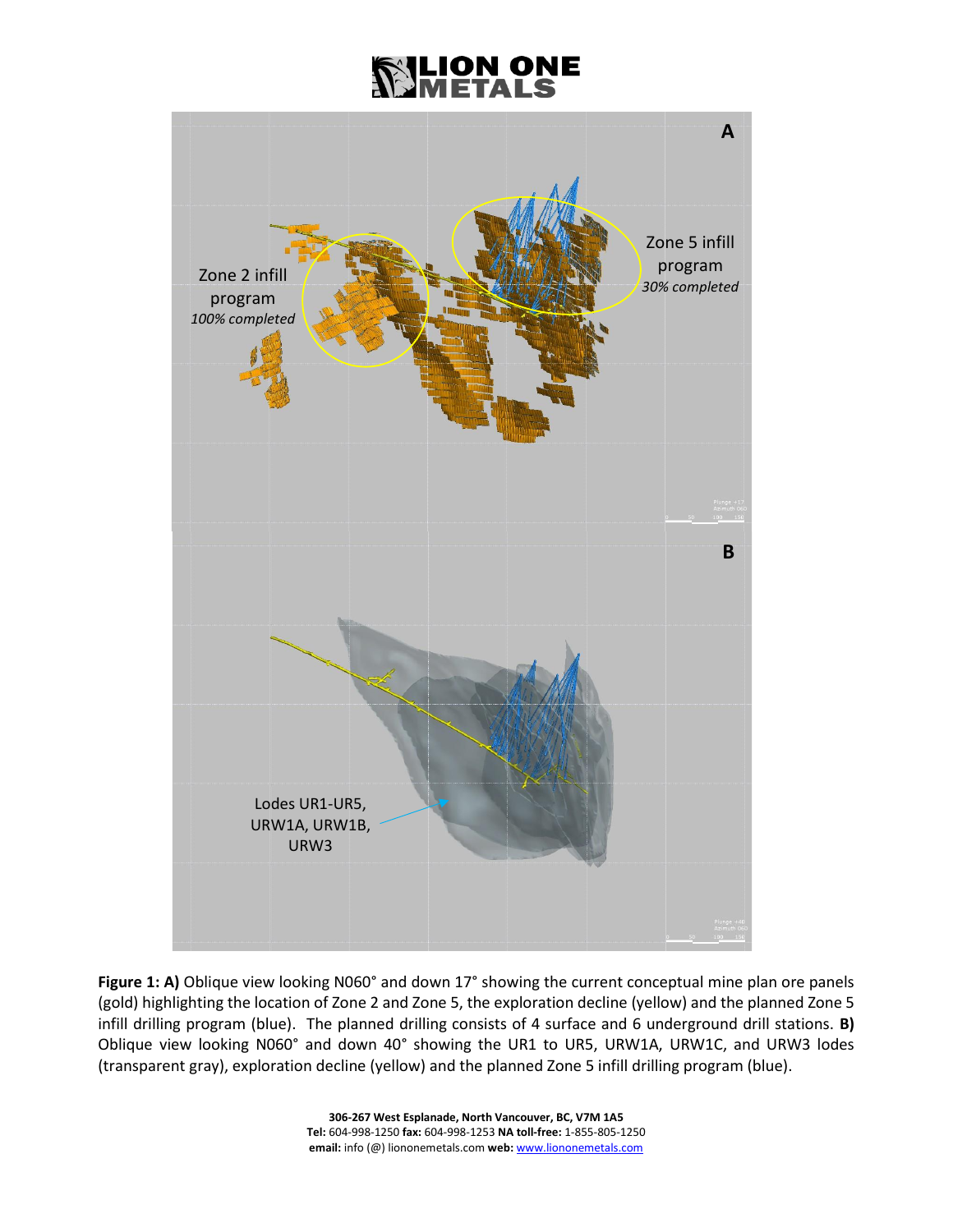**Figure 1: A)** Oblique view looking N060° and down 17° showing the current conceptual mine plan ore panels (gold) highlighting the location of Zone 2 and Zone 5, the exploration decline (yellow) and the planned Zone 5 infill drilling program (blue). The planned drilling consists of 4 surface and 6 underground drill stations. **B)** Oblique view looking N060° and down 40° showing the UR1 to UR5, URW1A, URW1C, and URW3 lodes (transparent gray), exploration decline (yellow) and the planned Zone 5 infill drilling program (blue).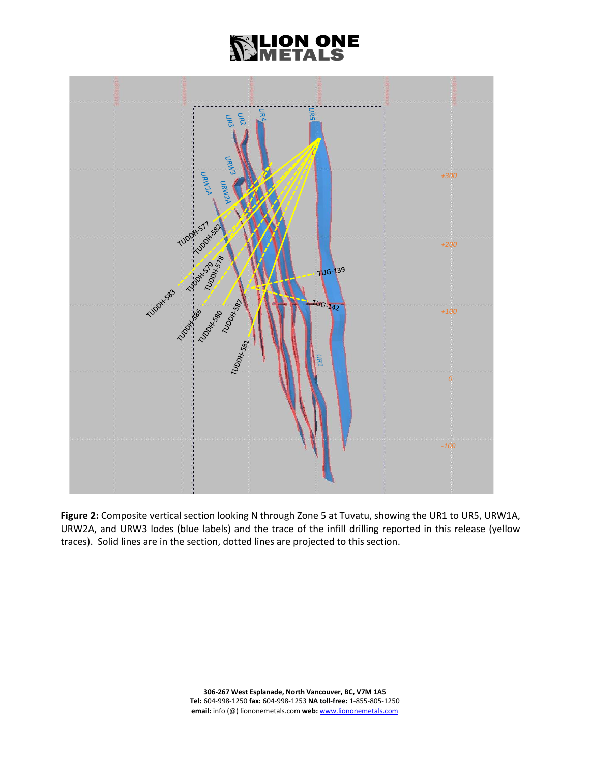**Figure 2:** Composite vertical section looking N through Zone 5 at Tuvatu, showing the UR1 to UR5, URW1A, URW2A, and URW3 lodes (blue labels) and the trace of the infill drilling reported in this release (yellow traces). Solid lines are in the section, dotted lines are projected to this section.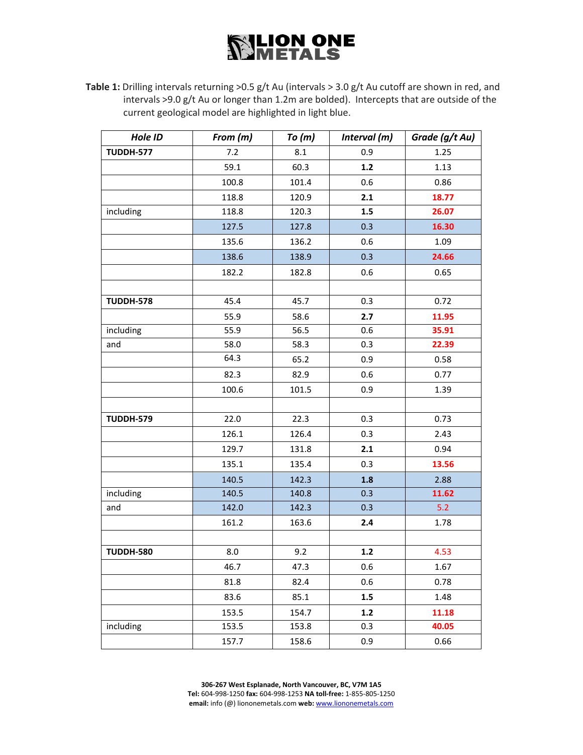**Table 1:** Drilling intervals returning >0.5 g/t Au (intervals > 3.0 g/t Au cutoff are shown in red, and intervals >9.0 g/t Au or longer than 1.2m are bolded). Intercepts that are outside of the current geological model are highlighted in light blue.

| *Hole ID* | *From (m)* | *To (m)* | *Interval (m)* | *Grade (g/t Au)* |
|---|---|---|---|---|
| **TUDDH-577** | 7.2 | 8.1 | 0.9 | 1.25 |
| | 59.1 | 60.3 | **1.2** | 1.13 |
| | 100.8 | 101.4 | 0.6 | 0.86 |
| | 118.8 | 120.9 | **2.1** | **18.77** |
| including | 118.8 | 120.3 | **1.5** | **26.07** |
| | 127.5 | 127.8 | 0.3 | **16.30** |
| | 135.6 | 136.2 | 0.6 | 1.09 |
| | 138.6 | 138.9 | 0.3 | **24.66** |
| | 182.2 | 182.8 | 0.6 | 0.65 |
| | | | | |
| **TUDDH-578** | 45.4 | 45.7 | 0.3 | 0.72 |
| | 55.9 | 58.6 | **2.7** | **11.95** |
| including | 55.9 | 56.5 | 0.6 | **35.91** |
| and | 58.0 | 58.3 | 0.3 | **22.39** |
| | 64.3 | 65.2 | 0.9 | 0.58 |
| | 82.3 | 82.9 | 0.6 | 0.77 |
| | 100.6 | 101.5 | 0.9 | 1.39 |
| | | | | |
| **TUDDH-579** | 22.0 | 22.3 | 0.3 | 0.73 |
| | 126.1 | 126.4 | 0.3 | 2.43 |
| | 129.7 | 131.8 | **2.1** | 0.94 |
| | 135.1 | 135.4 | 0.3 | **13.56** |
| | 140.5 | 142.3 | **1.8** | 2.88 |
| including | 140.5 | 140.8 | 0.3 | **11.62** |
| and | 142.0 | 142.3 | 0.3 | 5.2 |
| | 161.2 | 163.6 | **2.4** | 1.78 |
| | | | | |
| **TUDDH-580** | 8.0 | 9.2 | **1.2** | 4.53 |
| | 46.7 | 47.3 | 0.6 | 1.67 |
| | 81.8 | 82.4 | 0.6 | 0.78 |
| | 83.6 | 85.1 | **1.5** | 1.48 |
| | 153.5 | 154.7 | **1.2** | **11.18** |
| including | 153.5 | 153.8 | 0.3 | **40.05** |
| | 157.7 | 158.6 | 0.9 | 0.66 |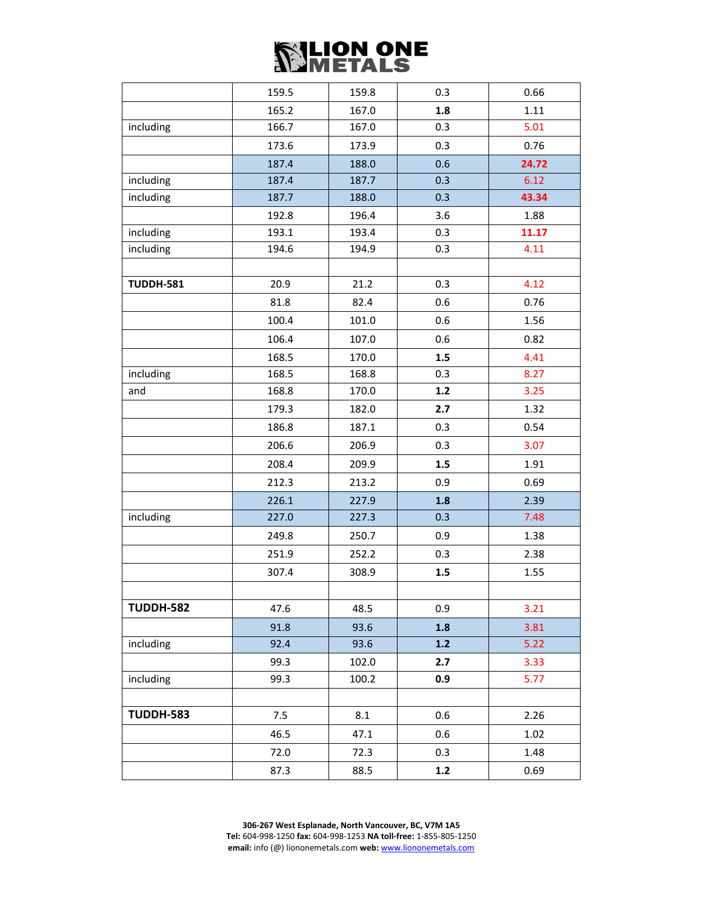| | | | | |
|---|---|---|---|---|
| | 159.5 | 159.8 | 0.3 | 0.66 |
| | 165.2 | 167.0 | **1.8** | 1.11 |
| including | 166.7 | 167.0 | 0.3 | 5.01 |
| | 173.6 | 173.9 | 0.3 | 0.76 |
| | 187.4 | 188.0 | 0.6 | **24.72** |
| including | 187.4 | 187.7 | 0.3 | 6.12 |
| including | 187.7 | 188.0 | 0.3 | **43.34** |
| | 192.8 | 196.4 | 3.6 | 1.88 |
| including | 193.1 | 193.4 | 0.3 | **11.17** |
| including | 194.6 | 194.9 | 0.3 | 4.11 |
| | | | | |
| **TUDDH-581** | 20.9 | 21.2 | 0.3 | 4.12 |
| | 81.8 | 82.4 | 0.6 | 0.76 |
| | 100.4 | 101.0 | 0.6 | 1.56 |
| | 106.4 | 107.0 | 0.6 | 0.82 |
| | 168.5 | 170.0 | **1.5** | 4.41 |
| including | 168.5 | 168.8 | 0.3 | 8.27 |
| and | 168.8 | 170.0 | **1.2** | 3.25 |
| | 179.3 | 182.0 | **2.7** | 1.32 |
| | 186.8 | 187.1 | 0.3 | 0.54 |
| | 206.6 | 206.9 | 0.3 | 3.07 |
| | 208.4 | 209.9 | **1.5** | 1.91 |
| | 212.3 | 213.2 | 0.9 | 0.69 |
| | 226.1 | 227.9 | **1.8** | 2.39 |
| including | 227.0 | 227.3 | 0.3 | 7.48 |
| | 249.8 | 250.7 | 0.9 | 1.38 |
| | 251.9 | 252.2 | 0.3 | 2.38 |
| | 307.4 | 308.9 | **1.5** | 1.55 |
| | | | | |
| **TUDDH-582** | 47.6 | 48.5 | 0.9 | 3.21 |
| | 91.8 | 93.6 | **1.8** | 3.81 |
| including | 92.4 | 93.6 | **1.2** | 5.22 |
| | 99.3 | 102.0 | **2.7** | 3.33 |
| including | 99.3 | 100.2 | **0.9** | 5.77 |
| | | | | |
| **TUDDH-583** | 7.5 | 8.1 | 0.6 | 2.26 |
| | 46.5 | 47.1 | 0.6 | 1.02 |
| | 72.0 | 72.3 | 0.3 | 1.48 |
| | 87.3 | 88.5 | **1.2** | 0.69 |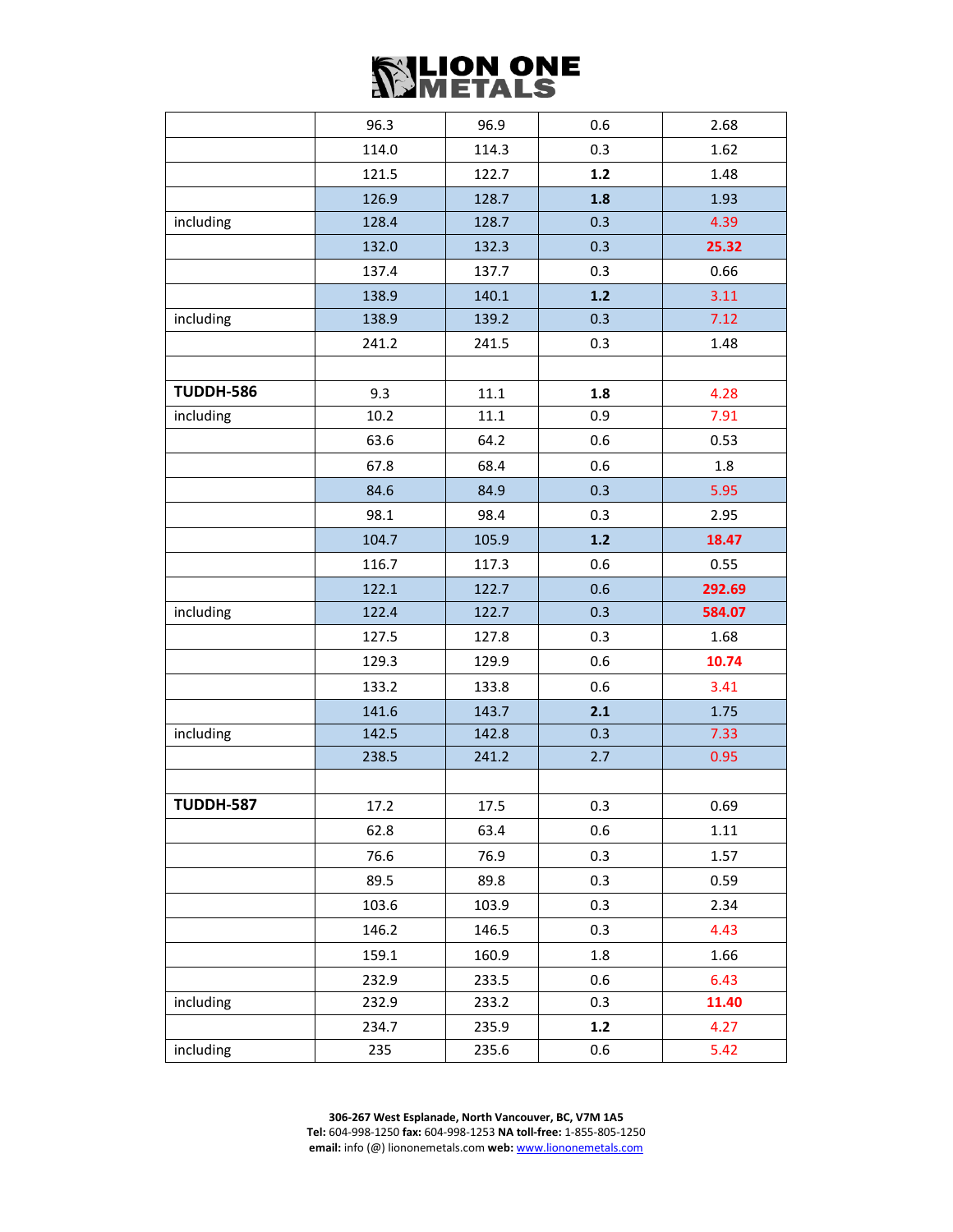| | | | | |
|---|---|---|---|---|
| | 96.3 | 96.9 | 0.6 | 2.68 |
| | 114.0 | 114.3 | 0.3 | 1.62 |
| | 121.5 | 122.7 | **1.2** | 1.48 |
| | 126.9 | 128.7 | **1.8** | 1.93 |
| including | 128.4 | 128.7 | 0.3 | 4.39 |
| | 132.0 | 132.3 | 0.3 | **25.32** |
| | 137.4 | 137.7 | 0.3 | 0.66 |
| | 138.9 | 140.1 | **1.2** | 3.11 |
| including | 138.9 | 139.2 | 0.3 | 7.12 |
| | 241.2 | 241.5 | 0.3 | 1.48 |
| | | | | |
| **TUDDH-586** | 9.3 | 11.1 | **1.8** | 4.28 |
| including | 10.2 | 11.1 | 0.9 | 7.91 |
| | 63.6 | 64.2 | 0.6 | 0.53 |
| | 67.8 | 68.4 | 0.6 | 1.8 |
| | 84.6 | 84.9 | 0.3 | 5.95 |
| | 98.1 | 98.4 | 0.3 | 2.95 |
| | 104.7 | 105.9 | **1.2** | **18.47** |
| | 116.7 | 117.3 | 0.6 | 0.55 |
| | 122.1 | 122.7 | 0.6 | **292.69** |
| including | 122.4 | 122.7 | 0.3 | **584.07** |
| | 127.5 | 127.8 | 0.3 | 1.68 |
| | 129.3 | 129.9 | 0.6 | **10.74** |
| | 133.2 | 133.8 | 0.6 | 3.41 |
| | 141.6 | 143.7 | **2.1** | 1.75 |
| including | 142.5 | 142.8 | 0.3 | 7.33 |
| | 238.5 | 241.2 | 2.7 | 0.95 |
| | | | | |
| **TUDDH-587** | 17.2 | 17.5 | 0.3 | 0.69 |
| | 62.8 | 63.4 | 0.6 | 1.11 |
| | 76.6 | 76.9 | 0.3 | 1.57 |
| | 89.5 | 89.8 | 0.3 | 0.59 |
| | 103.6 | 103.9 | 0.3 | 2.34 |
| | 146.2 | 146.5 | 0.3 | 4.43 |
| | 159.1 | 160.9 | 1.8 | 1.66 |
| | 232.9 | 233.5 | 0.6 | 6.43 |
| including | 232.9 | 233.2 | 0.3 | **11.40** |
| | 234.7 | 235.9 | **1.2** | 4.27 |
| including | 235 | 235.6 | 0.6 | 5.42 |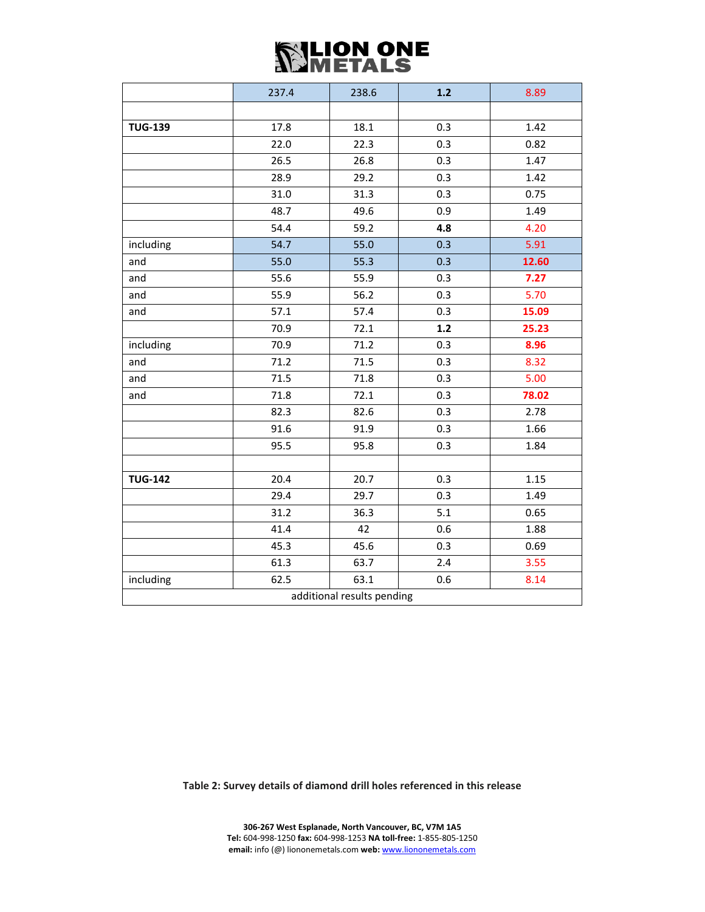|  | 237.4 | 238.6 | **1.2** | 8.89 |
|---|---|---|---|---|
|  |  |  |  |  |
| **TUG-139** | 17.8 | 18.1 | 0.3 | 1.42 |
|  | 22.0 | 22.3 | 0.3 | 0.82 |
|  | 26.5 | 26.8 | 0.3 | 1.47 |
|  | 28.9 | 29.2 | 0.3 | 1.42 |
|  | 31.0 | 31.3 | 0.3 | 0.75 |
|  | 48.7 | 49.6 | 0.9 | 1.49 |
|  | 54.4 | 59.2 | **4.8** | 4.20 |
| including | 54.7 | 55.0 | 0.3 | 5.91 |
| and | 55.0 | 55.3 | 0.3 | **12.60** |
| and | 55.6 | 55.9 | 0.3 | **7.27** |
| and | 55.9 | 56.2 | 0.3 | 5.70 |
| and | 57.1 | 57.4 | 0.3 | **15.09** |
|  | 70.9 | 72.1 | **1.2** | **25.23** |
| including | 70.9 | 71.2 | 0.3 | **8.96** |
| and | 71.2 | 71.5 | 0.3 | 8.32 |
| and | 71.5 | 71.8 | 0.3 | 5.00 |
| and | 71.8 | 72.1 | 0.3 | **78.02** |
|  | 82.3 | 82.6 | 0.3 | 2.78 |
|  | 91.6 | 91.9 | 0.3 | 1.66 |
|  | 95.5 | 95.8 | 0.3 | 1.84 |
|  |  |  |  |  |
| **TUG-142** | 20.4 | 20.7 | 0.3 | 1.15 |
|  | 29.4 | 29.7 | 0.3 | 1.49 |
|  | 31.2 | 36.3 | 5.1 | 0.65 |
|  | 41.4 | 42 | 0.6 | 1.88 |
|  | 45.3 | 45.6 | 0.3 | 0.69 |
|  | 61.3 | 63.7 | 2.4 | 3.55 |
| including | 62.5 | 63.1 | 0.6 | 8.14 |
| additional results pending |  |  |  |  |

**Table 2: Survey details of diamond drill holes referenced in this release**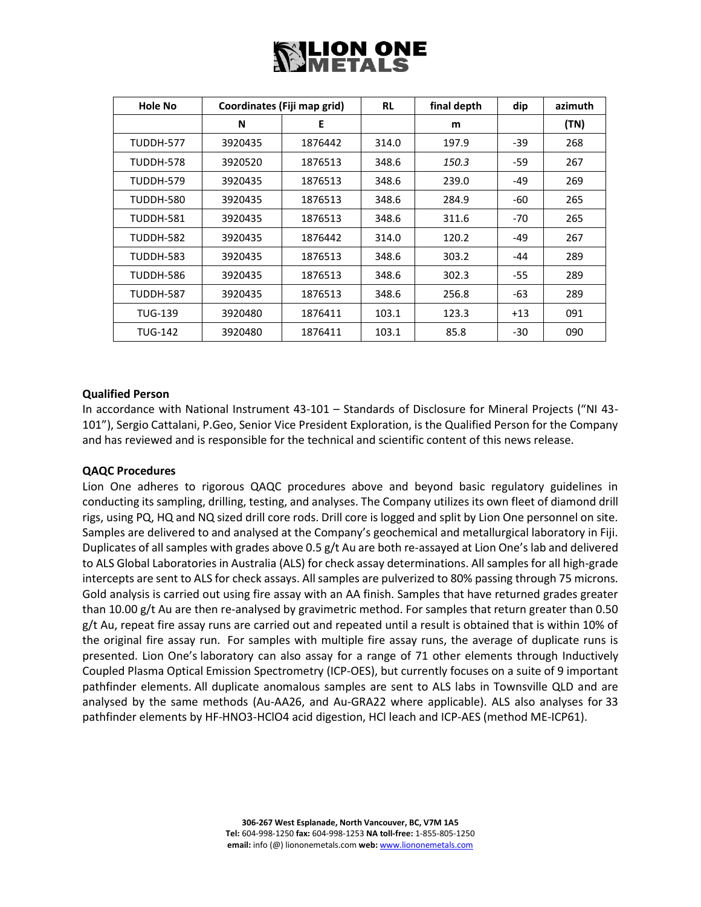| Hole No | Coordinates (Fiji map grid) | | RL | final depth | dip | azimuth |
|---|---|---|---|---|---|---|
| | N | E | | m | | (TN) |
| TUDDH-577 | 3920435 | 1876442 | 314.0 | 197.9 | -39 | 268 |
| TUDDH-578 | 3920520 | 1876513 | 348.6 | *150.3* | -59 | 267 |
| TUDDH-579 | 3920435 | 1876513 | 348.6 | 239.0 | -49 | 269 |
| TUDDH-580 | 3920435 | 1876513 | 348.6 | 284.9 | -60 | 265 |
| TUDDH-581 | 3920435 | 1876513 | 348.6 | 311.6 | -70 | 265 |
| TUDDH-582 | 3920435 | 1876442 | 314.0 | 120.2 | -49 | 267 |
| TUDDH-583 | 3920435 | 1876513 | 348.6 | 303.2 | -44 | 289 |
| TUDDH-586 | 3920435 | 1876513 | 348.6 | 302.3 | -55 | 289 |
| TUDDH-587 | 3920435 | 1876513 | 348.6 | 256.8 | -63 | 289 |
| TUG-139 | 3920480 | 1876411 | 103.1 | 123.3 | +13 | 091 |
| TUG-142 | 3920480 | 1876411 | 103.1 | 85.8 | -30 | 090 |

### Qualified Person

In accordance with National Instrument 43-101 – Standards of Disclosure for Mineral Projects ("NI 43-101"), Sergio Cattalani, P.Geo, Senior Vice President Exploration, is the Qualified Person for the Company and has reviewed and is responsible for the technical and scientific content of this news release.

### QAQC Procedures

Lion One adheres to rigorous QAQC procedures above and beyond basic regulatory guidelines in conducting its sampling, drilling, testing, and analyses. The Company utilizes its own fleet of diamond drill rigs, using PQ, HQ and NQ sized drill core rods. Drill core is logged and split by Lion One personnel on site. Samples are delivered to and analysed at the Company's geochemical and metallurgical laboratory in Fiji. Duplicates of all samples with grades above 0.5 g/t Au are both re-assayed at Lion One's lab and delivered to ALS Global Laboratories in Australia (ALS) for check assay determinations. All samples for all high-grade intercepts are sent to ALS for check assays. All samples are pulverized to 80% passing through 75 microns. Gold analysis is carried out using fire assay with an AA finish. Samples that have returned grades greater than 10.00 g/t Au are then re-analysed by gravimetric method. For samples that return greater than 0.50 g/t Au, repeat fire assay runs are carried out and repeated until a result is obtained that is within 10% of the original fire assay run. For samples with multiple fire assay runs, the average of duplicate runs is presented. Lion One's laboratory can also assay for a range of 71 other elements through Inductively Coupled Plasma Optical Emission Spectrometry (ICP-OES), but currently focuses on a suite of 9 important pathfinder elements. All duplicate anomalous samples are sent to ALS labs in Townsville QLD and are analysed by the same methods (Au-AA26, and Au-GRA22 where applicable). ALS also analyses for 33 pathfinder elements by HF-$HNO_3$-$HClO_4$ acid digestion, HCl leach and ICP-AES (method ME-ICP61).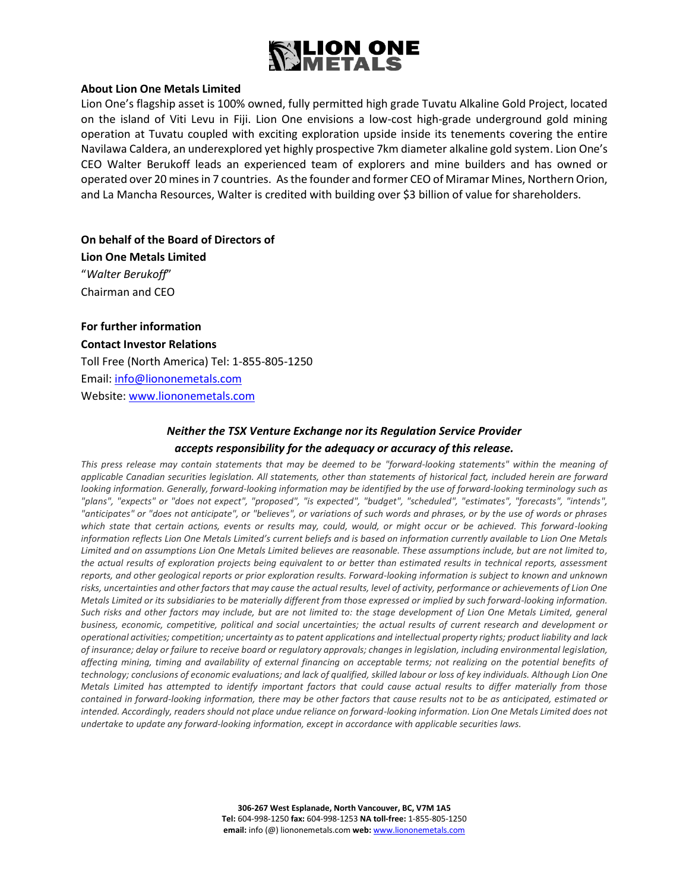**About Lion One Metals Limited**

Lion One's flagship asset is 100% owned, fully permitted high grade Tuvatu Alkaline Gold Project, located on the island of Viti Levu in Fiji. Lion One envisions a low-cost high-grade underground gold mining operation at Tuvatu coupled with exciting exploration upside inside its tenements covering the entire Navilawa Caldera, an underexplored yet highly prospective 7km diameter alkaline gold system. Lion One's CEO Walter Berukoff leads an experienced team of explorers and mine builders and has owned or operated over 20 mines in 7 countries. As the founder and former CEO of Miramar Mines, Northern Orion, and La Mancha Resources, Walter is credited with building over $3 billion of value for shareholders.

**On behalf of the Board of Directors of**
**Lion One Metals Limited**
"*Walter Berukoff*"
Chairman and CEO

**For further information**
**Contact Investor Relations**
Toll Free (North America) Tel: 1-855-805-1250
Email: info@liononemetals.com
Website: www.liononemetals.com

***Neither the TSX Venture Exchange nor its Regulation Service Provider accepts responsibility for the adequacy or accuracy of this release.***

*This press release may contain statements that may be deemed to be "forward-looking statements" within the meaning of applicable Canadian securities legislation. All statements, other than statements of historical fact, included herein are forward looking information. Generally, forward-looking information may be identified by the use of forward-looking terminology such as "plans", "expects" or "does not expect", "proposed", "is expected", "budget", "scheduled", "estimates", "forecasts", "intends", "anticipates" or "does not anticipate", or "believes", or variations of such words and phrases, or by the use of words or phrases which state that certain actions, events or results may, could, would, or might occur or be achieved. This forward-looking information reflects Lion One Metals Limited's current beliefs and is based on information currently available to Lion One Metals Limited and on assumptions Lion One Metals Limited believes are reasonable. These assumptions include, but are not limited to, the actual results of exploration projects being equivalent to or better than estimated results in technical reports, assessment reports, and other geological reports or prior exploration results. Forward-looking information is subject to known and unknown risks, uncertainties and other factors that may cause the actual results, level of activity, performance or achievements of Lion One Metals Limited or its subsidiaries to be materially different from those expressed or implied by such forward-looking information. Such risks and other factors may include, but are not limited to: the stage development of Lion One Metals Limited, general business, economic, competitive, political and social uncertainties; the actual results of current research and development or operational activities; competition; uncertainty as to patent applications and intellectual property rights; product liability and lack of insurance; delay or failure to receive board or regulatory approvals; changes in legislation, including environmental legislation, affecting mining, timing and availability of external financing on acceptable terms; not realizing on the potential benefits of technology; conclusions of economic evaluations; and lack of qualified, skilled labour or loss of key individuals. Although Lion One Metals Limited has attempted to identify important factors that could cause actual results to differ materially from those contained in forward-looking information, there may be other factors that cause results not to be as anticipated, estimated or intended. Accordingly, readers should not place undue reliance on forward-looking information. Lion One Metals Limited does not undertake to update any forward-looking information, except in accordance with applicable securities laws.*